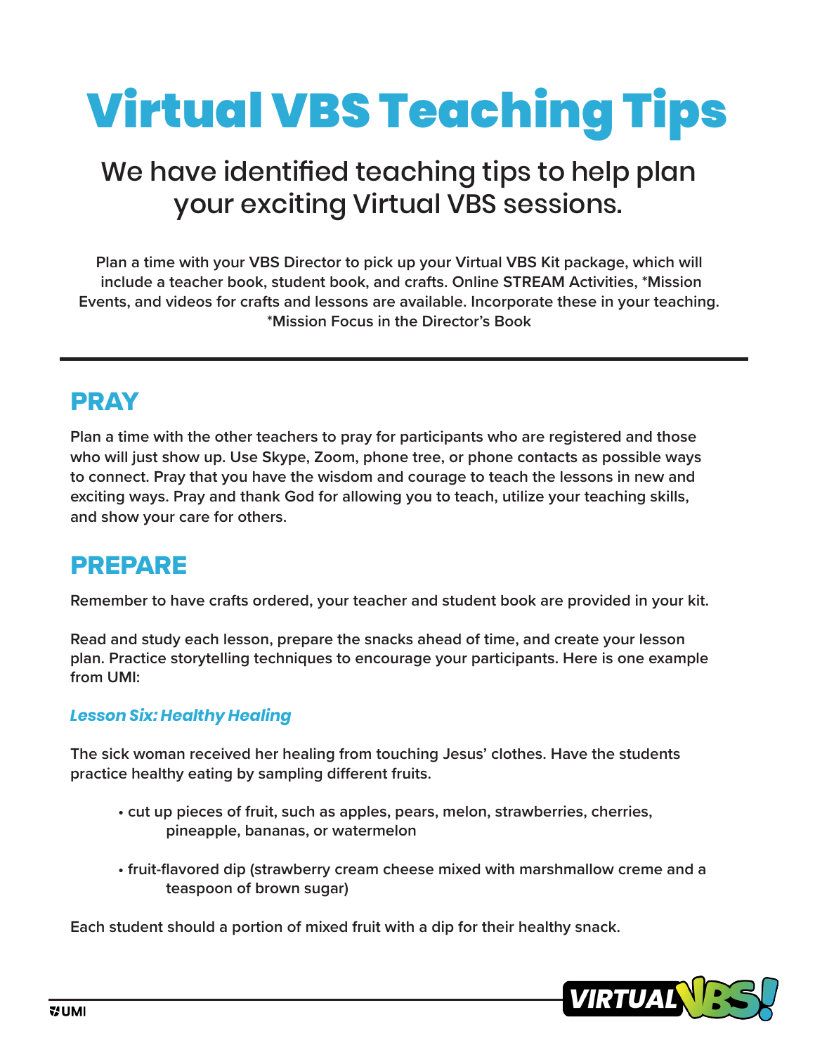# Virtual VBS Teaching Tips

## We have identified teaching tips to help plan your exciting Virtual VBS sessions.

**Plan a time with your VBS Director to pick up your Virtual VBS Kit package, which will include a teacher book, student book, and crafts. Online STREAM Activities, *Mission Events, and videos for crafts and lessons are available. Incorporate these in your teaching. *Mission Focus in the Director's Book**

---

## PRAY

**Plan a time with the other teachers to pray for participants who are registered and those who will just show up. Use Skype, Zoom, phone tree, or phone contacts as possible ways to connect. Pray that you have the wisdom and courage to teach the lessons in new and exciting ways. Pray and thank God for allowing you to teach, utilize your teaching skills, and show your care for others.**

## PREPARE

**Remember to have crafts ordered, your teacher and student book are provided in your kit.**

**Read and study each lesson, prepare the snacks ahead of time, and create your lesson plan. Practice storytelling techniques to encourage your participants. Here is one example from UMI:**

### *Lesson Six: Healthy Healing*

**The sick woman received her healing from touching Jesus' clothes. Have the students practice healthy eating by sampling different fruits.**

- **cut up pieces of fruit, such as apples, pears, melon, strawberries, cherries, pineapple, bananas, or watermelon**
- **fruit-flavored dip (strawberry cream cheese mixed with marshmallow creme and a teaspoon of brown sugar)**

**Each student should a portion of mixed fruit with a dip for their healthy snack.**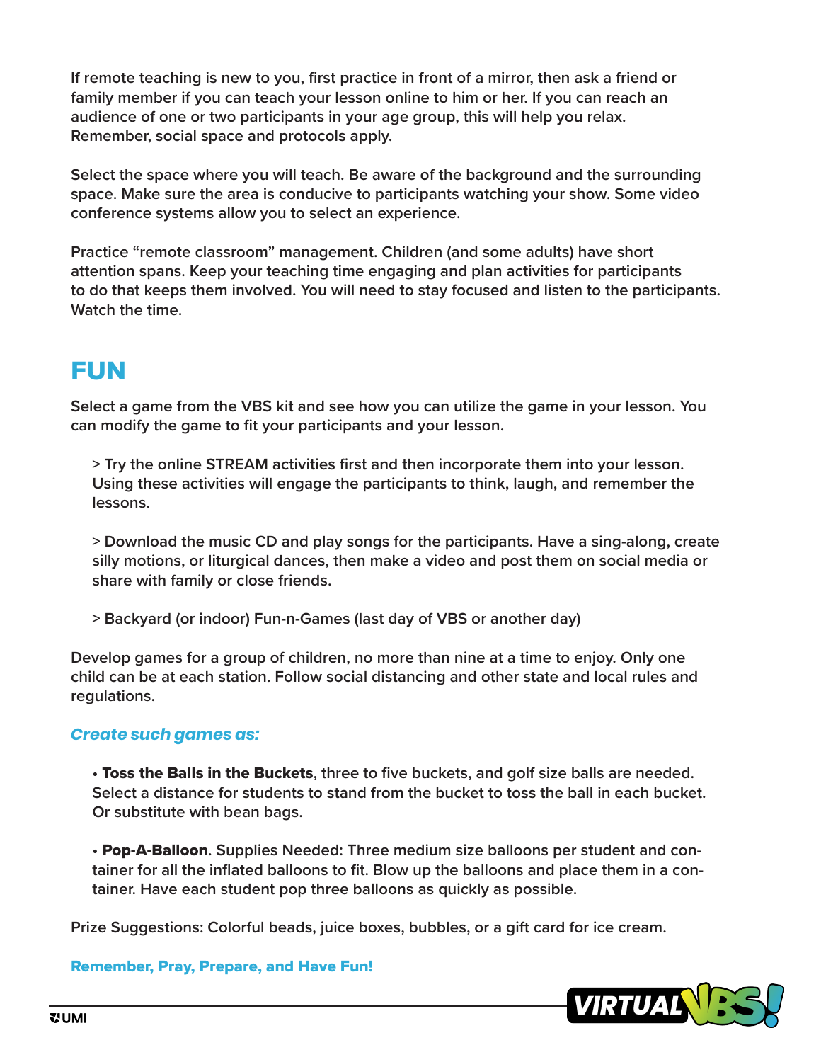If remote teaching is new to you, first practice in front of a mirror, then ask a friend or family member if you can teach your lesson online to him or her. If you can reach an audience of one or two participants in your age group, this will help you relax. Remember, social space and protocols apply.

Select the space where you will teach. Be aware of the background and the surrounding space. Make sure the area is conducive to participants watching your show. Some video conference systems allow you to select an experience.

Practice "remote classroom" management. Children (and some adults) have short attention spans. Keep your teaching time engaging and plan activities for participants to do that keeps them involved. You will need to stay focused and listen to the participants. Watch the time.

## FUN

Select a game from the VBS kit and see how you can utilize the game in your lesson. You can modify the game to fit your participants and your lesson.

> Try the online STREAM activities first and then incorporate them into your lesson. Using these activities will engage the participants to think, laugh, and remember the lessons.

> Download the music CD and play songs for the participants. Have a sing-along, create silly motions, or liturgical dances, then make a video and post them on social media or share with family or close friends.

> Backyard (or indoor) Fun-n-Games (last day of VBS or another day)

Develop games for a group of children, no more than nine at a time to enjoy. Only one child can be at each station. Follow social distancing and other state and local rules and regulations.

### *Create such games as:*

- **Toss the Balls in the Buckets**, three to five buckets, and golf size balls are needed. Select a distance for students to stand from the bucket to toss the ball in each bucket. Or substitute with bean bags.

- **Pop-A-Balloon**. Supplies Needed: Three medium size balloons per student and container for all the inflated balloons to fit. Blow up the balloons and place them in a container. Have each student pop three balloons as quickly as possible.

Prize Suggestions: Colorful beads, juice boxes, bubbles, or a gift card for ice cream.

**Remember, Pray, Prepare, and Have Fun!**